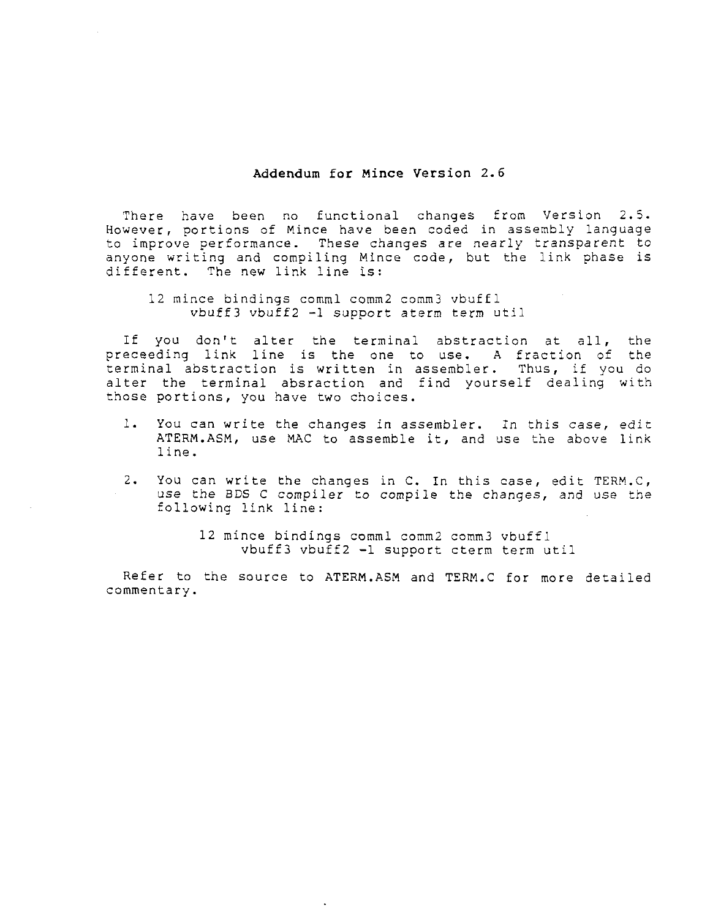## Addendum for Mince Version 2.6

There have been no functional changes from Version 2.5. However, portions of Mince have been coded in assembly language to improve performance. These changes are nearly transparent to anyone writing and compiling Mince code, but the link phase is different. The new link line is:

```
12 mince bindings comm1 comm2 comm3 vbuff1
     vbuff3 vbuff2 -l support aterm term util
```

If you don't alter the terminal abstraction at all, the preceeding link line is the one to use. A fraction of the terminal abstraction is written in assembler. Thus, if you do alter the terminal absraction and find yourself dealing with those portions, you have two choices.

1. You can write the changes in assembler. In this case, edit ATERM.ASM, use MAC to assemble it, and use the above link line.

2. You can write the changes in C. In this case, edit TERM.C, use the BDS C compiler to compile the changes, and use the following link line:

```
12 mince bindings comm1 comm2 comm3 vbuff1
     vbuff3 vbuff2 -l support cterm term util
```

Refer to the source to ATERM.ASM and TERM.C for more detailed commentary.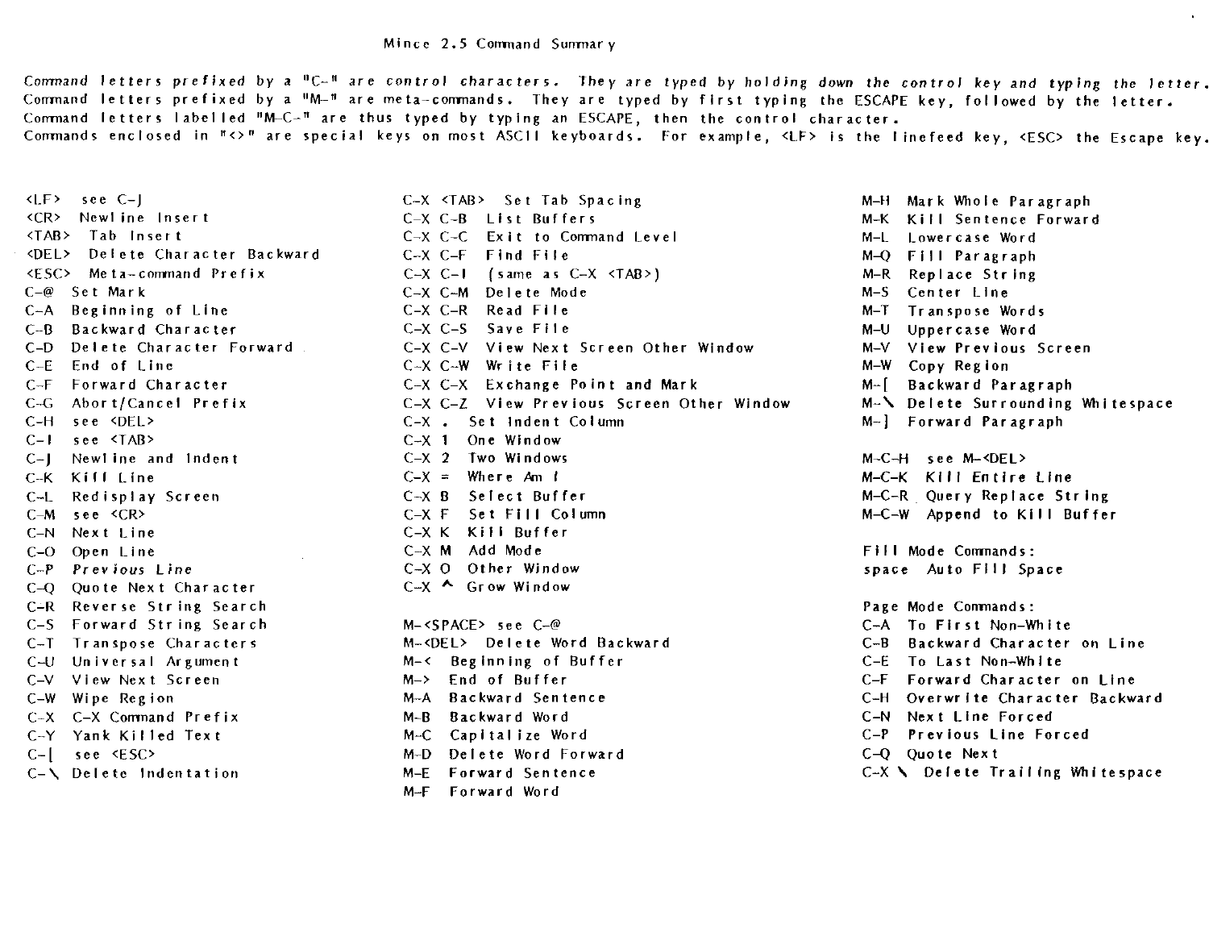# Mince 2.5 Command Summary

*Command letters prefixed by a "C-" are control characters. They are typed by holding down the control key and typing the letter.*
Command letters prefixed by a "M-" are meta-commands. They are typed by first typing the ESCAPE key, followed by the letter.
Command letters labelled "M-C-" are thus typed by typing an ESCAPE, then the control character.
Commands enclosed in "<>" are special keys on most ASCII keyboards. For example, <LF> is the linefeed key, <ESC> the Escape key.

```
<LF>   see C-J
<CR>   Newline Insert
<TAB>  Tab Insert
<DEL>  Delete Character Backward
<ESC>  Meta-command Prefix
C-@    Set Mark
C-A    Beginning of Line
C-B    Backward Character
C-D    Delete Character Forward
C-E    End of Line
C-F    Forward Character
C-G    Abort/Cancel Prefix
C-H    see <DEL>
C-I    see <TAB>
C-J    Newline and Indent
C-K    Kill Line
C-L    Redisplay Screen
C-M    see <CR>
C-N    Next Line
C-O    Open Line
C-P    Previous Line
C-Q    Quote Next Character
C-R    Reverse String Search
C-S    Forward String Search
C-T    Transpose Characters
C-U    Universal Argument
C-V    View Next Screen
C-W    Wipe Region
C-X    C-X Command Prefix
C-Y    Yank Killed Text
C-[    see <ESC>
C-\    Delete Indentation
```

```
C-X <TAB>  Set Tab Spacing
C-X C-B    List Buffers
C-X C-C    Exit to Command Level
C-X C-F    Find File
C-X C-I    (same as C-X <TAB>)
C-X C-M    Delete Mode
C-X C-R    Read File
C-X C-S    Save File
C-X C-V    View Next Screen Other Window
C-X C-W    Write File
C-X C-X    Exchange Point and Mark
C-X C-Z    View Previous Screen Other Window
C-X .      Set Indent Column
C-X 1      One Window
C-X 2      Two Windows
C-X =      Where Am I
C-X B      Select Buffer
C-X F      Set Fill Column
C-X K      Kill Buffer
C-X M      Add Mode
C-X O      Other Window
C-X ^      Grow Window
```

```
M-<SPACE>  see C-@
M-<DEL>    Delete Word Backward
M-<        Beginning of Buffer
M->        End of Buffer
M-A        Backward Sentence
M-B        Backward Word
M-C        Capitalize Word
M-D        Delete Word Forward
M-E        Forward Sentence
M-F        Forward Word
M-H        Mark Whole Paragraph
M-K        Kill Sentence Forward
M-L        Lowercase Word
M-Q        Fill Paragraph
M-R        Replace String
M-S        Center Line
M-T        Transpose Words
M-U        Uppercase Word
M-V        View Previous Screen
M-W        Copy Region
M-[        Backward Paragraph
M-\        Delete Surrounding Whitespace
M-]        Forward Paragraph
```

```
M-C-H  see M-<DEL>
M-C-K  Kill Entire Line
M-C-R  Query Replace String
M-C-W  Append to Kill Buffer
```

Fill Mode Commands:

```
space  Auto Fill Space
```

Page Mode Commands:

```
C-A    To First Non-White
C-B    Backward Character on Line
C-E    To Last Non-White
C-F    Forward Character on Line
C-H    Overwrite Character Backward
C-N    Next Line Forced
C-P    Previous Line Forced
C-Q    Quote Next
C-X \  Delete Trailing Whitespace
```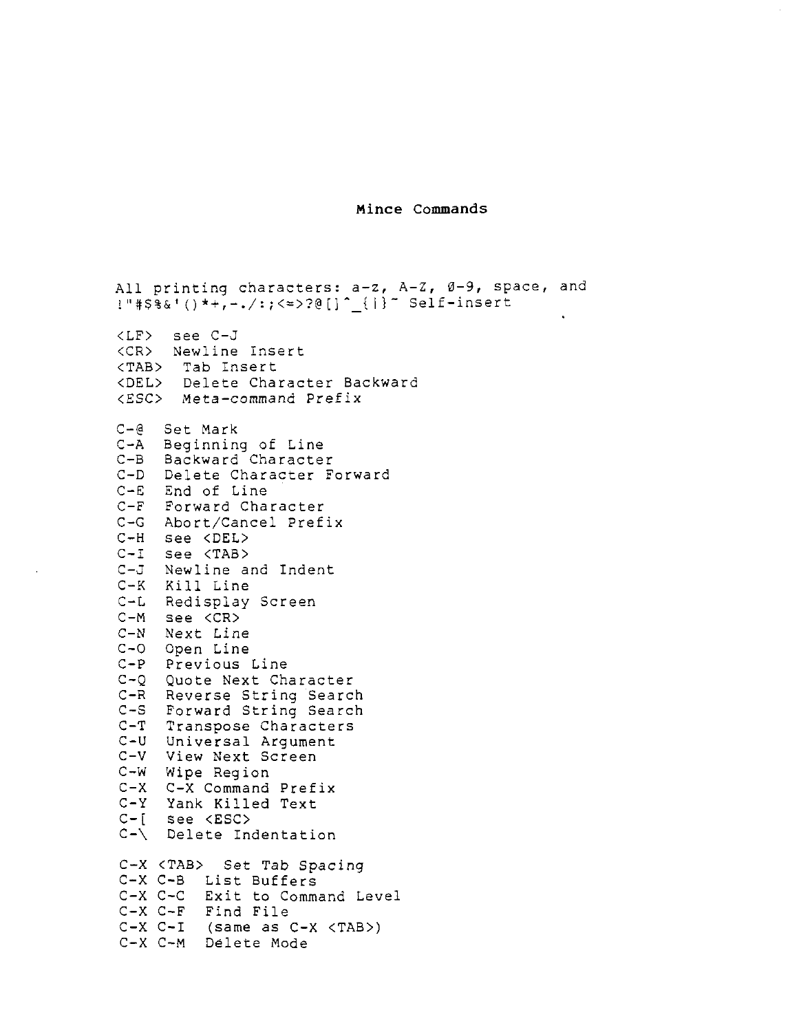# Mince Commands

All printing characters: a-z, A-Z, 0-9, space, and
!"#$%&'()*+,-./:;<=>?@[]^_{|}~ Self-insert

```
<LF>   see C-J
<CR>   Newline Insert
<TAB>  Tab Insert
<DEL>  Delete Character Backward
<ESC>  Meta-command Prefix

C-@  Set Mark
C-A  Beginning of Line
C-B  Backward Character
C-D  Delete Character Forward
C-E  End of Line
C-F  Forward Character
C-G  Abort/Cancel Prefix
C-H  see <DEL>
C-I  see <TAB>
C-J  Newline and Indent
C-K  Kill Line
C-L  Redisplay Screen
C-M  see <CR>
C-N  Next Line
C-O  Open Line
C-P  Previous Line
C-Q  Quote Next Character
C-R  Reverse String Search
C-S  Forward String Search
C-T  Transpose Characters
C-U  Universal Argument
C-V  View Next Screen
C-W  Wipe Region
C-X  C-X Command Prefix
C-Y  Yank Killed Text
C-[  see <ESC>
C-\  Delete Indentation

C-X <TAB>  Set Tab Spacing
C-X C-B  List Buffers
C-X C-C  Exit to Command Level
C-X C-F  Find File
C-X C-I  (same as C-X <TAB>)
C-X C-M  Delete Mode
```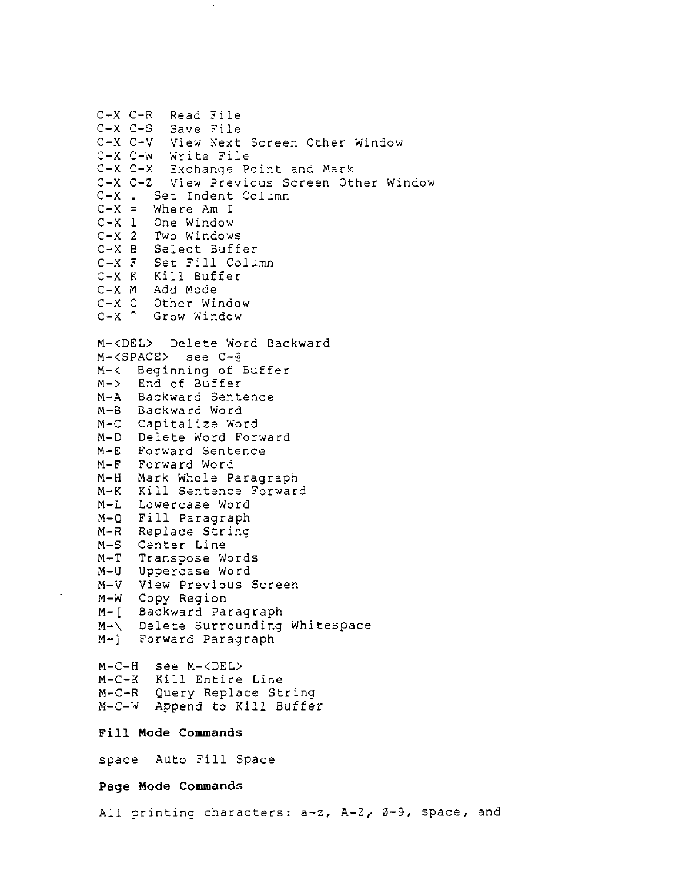C-X C-R  Read File
C-X C-S  Save File
C-X C-V  View Next Screen Other Window
C-X C-W  Write File
C-X C-X  Exchange Point and Mark
C-X C-Z  View Previous Screen Other Window
C-X .  Set Indent Column
C-X =  Where Am I
C-X 1  One Window
C-X 2  Two Windows
C-X B  Select Buffer
C-X F  Set Fill Column
C-X K  Kill Buffer
C-X M  Add Mode
C-X O  Other Window
C-X ^  Grow Window

M-<DEL>  Delete Word Backward
M-<SPACE>  see C-@
M-<  Beginning of Buffer
M->  End of Buffer
M-A  Backward Sentence
M-B  Backward Word
M-C  Capitalize Word
M-D  Delete Word Forward
M-E  Forward Sentence
M-F  Forward Word
M-H  Mark Whole Paragraph
M-K  Kill Sentence Forward
M-L  Lowercase Word
M-Q  Fill Paragraph
M-R  Replace String
M-S  Center Line
M-T  Transpose Words
M-U  Uppercase Word
M-V  View Previous Screen
M-W  Copy Region
M-[  Backward Paragraph
M-\  Delete Surrounding Whitespace
M-]  Forward Paragraph

M-C-H  see M-<DEL>
M-C-K  Kill Entire Line
M-C-R  Query Replace String
M-C-W  Append to Kill Buffer

**Fill Mode Commands**

space  Auto Fill Space

**Page Mode Commands**

All printing characters: a-z, A-Z, 0-9, space, and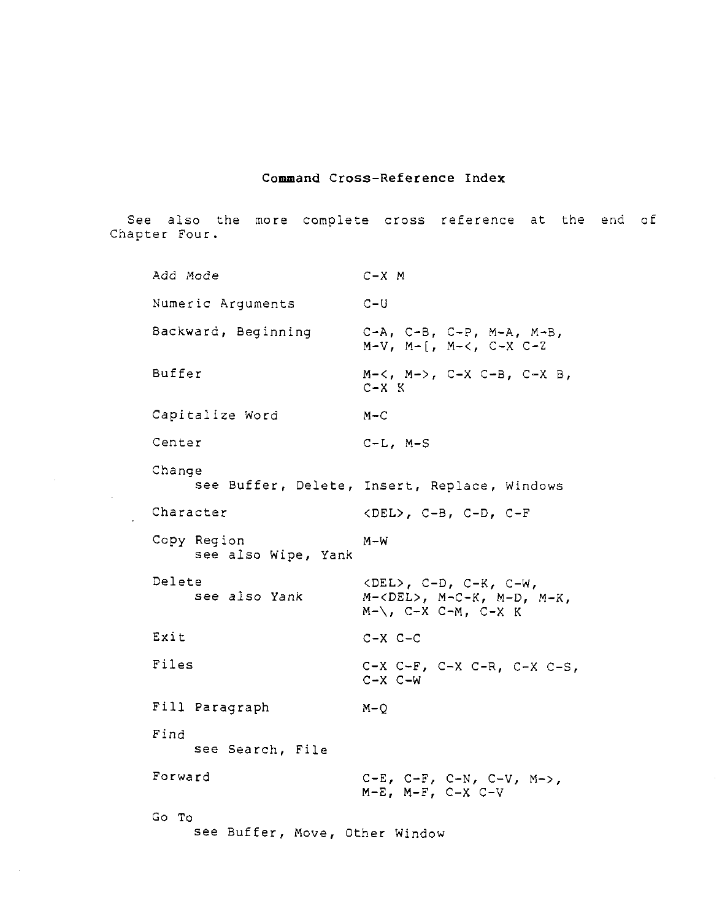## Command Cross-Reference Index

See also the more complete cross reference at the end of Chapter Four.

| | |
|---|---|
| Add Mode | C-X M |
| Numeric Arguments | C-U |
| Backward, Beginning | C-A, C-B, C-P, M-A, M-B, M-V, M-[, M-<, C-X C-Z |
| Buffer | M-<, M->, C-X C-B, C-X B, C-X K |
| Capitalize Word | M-C |
| Center | C-L, M-S |
| Change<br>see Buffer, Delete, Insert, Replace, Windows | |
| Character | <DEL>, C-B, C-D, C-F |
| Copy Region<br>see also Wipe, Yank | M-W |
| Delete<br>see also Yank | <DEL>, C-D, C-K, C-W, M-<DEL>, M-C-K, M-D, M-K, M-\, C-X C-M, C-X K |
| Exit | C-X C-C |
| Files | C-X C-F, C-X C-R, C-X C-S, C-X C-W |
| Fill Paragraph | M-Q |
| Find<br>see Search, File | |
| Forward | C-E, C-F, C-N, C-V, M->, M-E, M-F, C-X C-V |
| Go To<br>see Buffer, Move, Other Window | |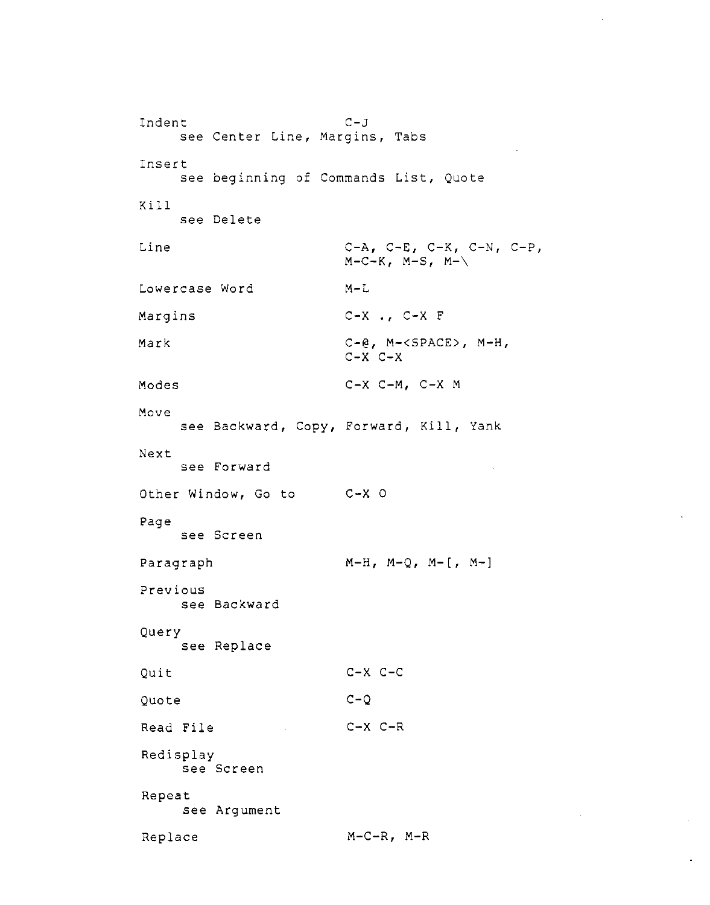| | |
|---|---|
| Indent<br>see Center Line, Margins, Tabs | C-J |
| Insert<br>see beginning of Commands List, Quote | |
| Kill<br>see Delete | |
| Line | C-A, C-E, C-K, C-N, C-P,<br>M-C-K, M-S, M-\ |
| Lowercase Word | M-L |
| Margins | C-X ., C-X F |
| Mark | C-@, M-<SPACE>, M-H,<br>C-X C-X |
| Modes | C-X C-M, C-X M |
| Move<br>see Backward, Copy, Forward, Kill, Yank | |
| Next<br>see Forward | |
| Other Window, Go to | C-X O |
| Page<br>see Screen | |
| Paragraph | M-H, M-Q, M-[, M-] |
| Previous<br>see Backward | |
| Query<br>see Replace | |
| Quit | C-X C-C |
| Quote | C-Q |
| Read File | C-X C-R |
| Redisplay<br>see Screen | |
| Repeat<br>see Argument | |
| Replace | M-C-R, M-R |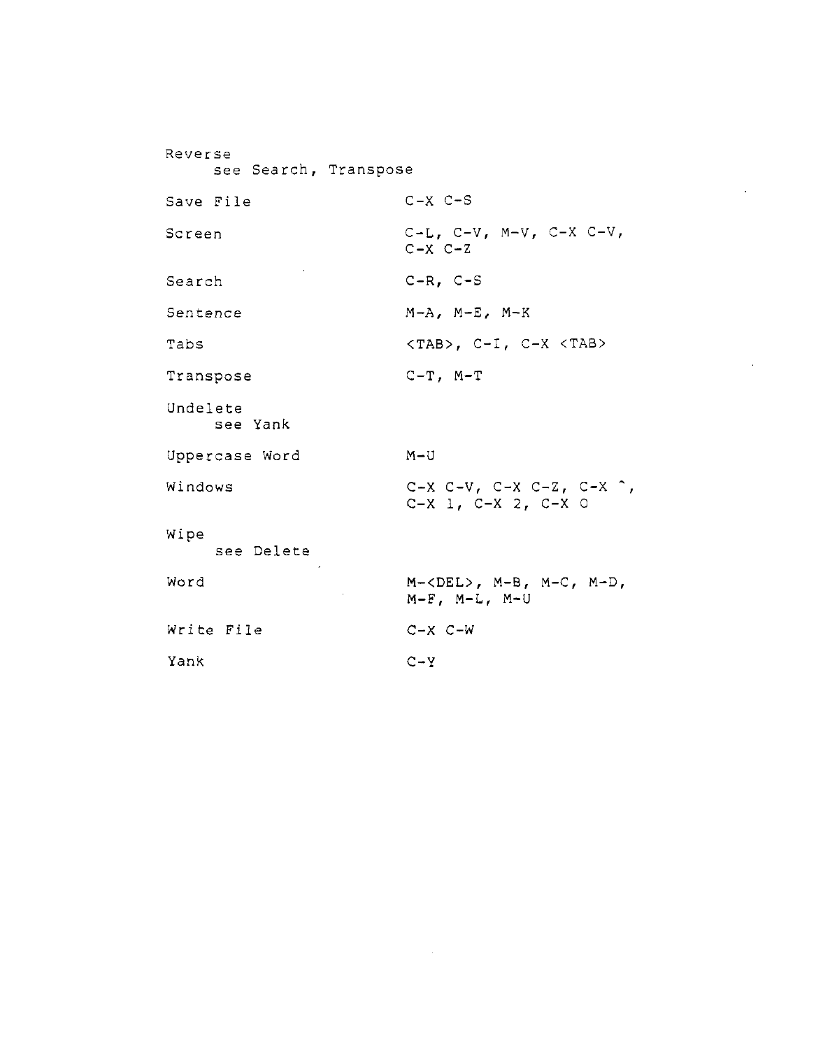| | |
|---|---|
| Reverse<br>see Search, Transpose | |
| Save File | C-X C-S |
| Screen | C-L, C-V, M-V, C-X C-V, C-X C-Z |
| Search | C-R, C-S |
| Sentence | M-A, M-E, M-K |
| Tabs | <TAB>, C-I, C-X <TAB> |
| Transpose | C-T, M-T |
| Undelete<br>see Yank | |
| Uppercase Word | M-U |
| Windows | C-X C-V, C-X C-Z, C-X ^, C-X 1, C-X 2, C-X O |
| Wipe<br>see Delete | |
| Word | M-<DEL>, M-B, M-C, M-D, M-F, M-L, M-U |
| Write File | C-X C-W |
| Yank | C-Y |